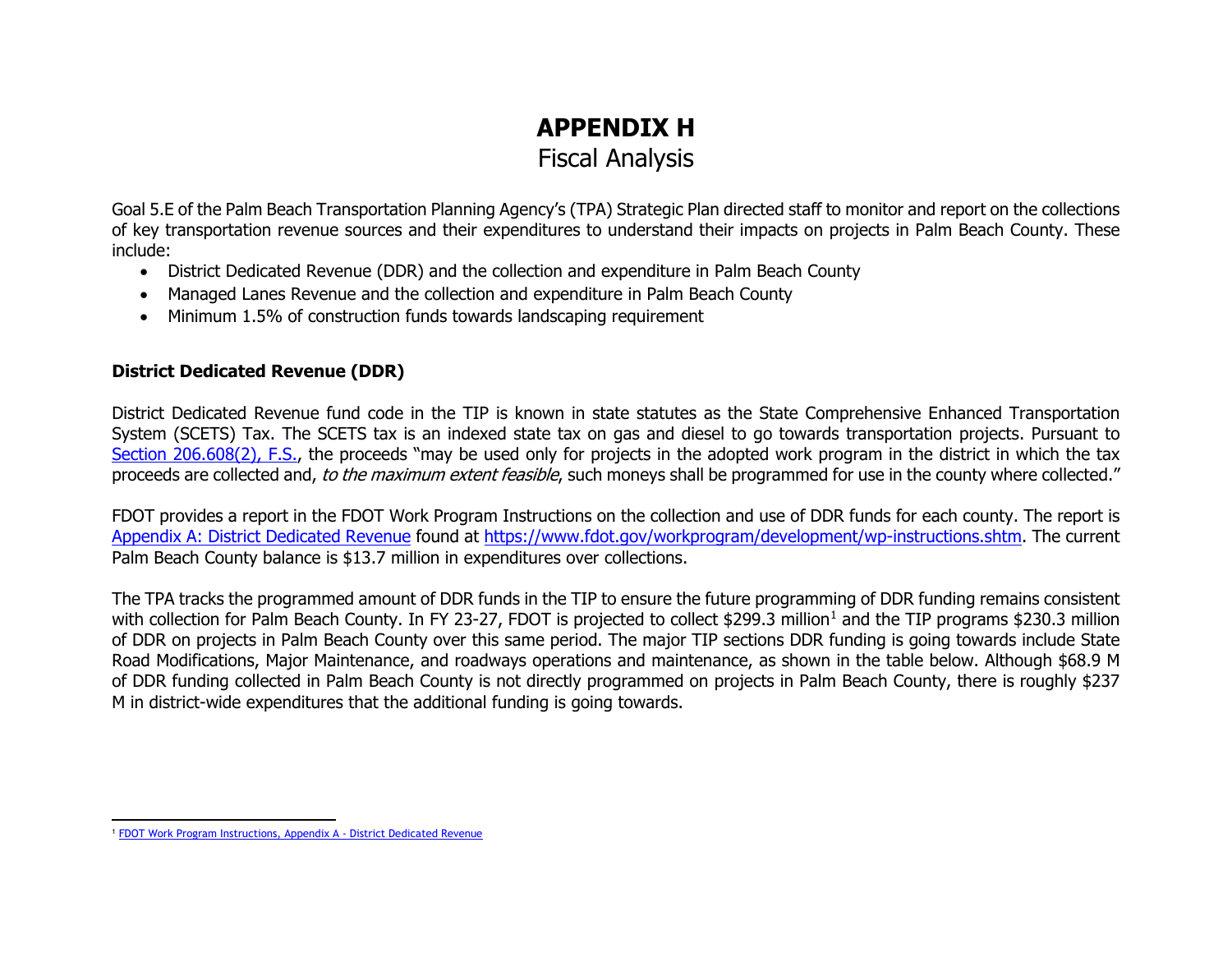# APPENDIX H

## Fiscal Analysis

Goal 5.E of the Palm Beach Transportation Planning Agency's (TPA) Strategic Plan directed staff to monitor and report on the collections of key transportation revenue sources and their expenditures to understand their impacts on projects in Palm Beach County. These include:

- District Dedicated Revenue (DDR) and the collection and expenditure in Palm Beach County
- Managed Lanes Revenue and the collection and expenditure in Palm Beach County
- Minimum 1.5% of construction funds towards landscaping requirement

### District Dedicated Revenue (DDR)

District Dedicated Revenue fund code in the TIP is known in state statutes as the State Comprehensive Enhanced Transportation System (SCETS) Tax. The SCETS tax is an indexed state tax on gas and diesel to go towards transportation projects. Pursuant to Section 206.608(2), F.S., the proceeds "may be used only for projects in the adopted work program in the district in which the tax proceeds are collected and, *to the maximum extent feasible*, such moneys shall be programmed for use in the county where collected."

FDOT provides a report in the FDOT Work Program Instructions on the collection and use of DDR funds for each county. The report is Appendix A: District Dedicated Revenue found at https://www.fdot.gov/workprogram/development/wp-instructions.shtm. The current Palm Beach County balance is $13.7 million in expenditures over collections.

The TPA tracks the programmed amount of DDR funds in the TIP to ensure the future programming of DDR funding remains consistent with collection for Palm Beach County. In FY 23-27, FDOT is projected to collect $299.3 million[1] and the TIP programs $230.3 million of DDR on projects in Palm Beach County over this same period. The major TIP sections DDR funding is going towards include State Road Modifications, Major Maintenance, and roadways operations and maintenance, as shown in the table below. Although $68.9 M of DDR funding collected in Palm Beach County is not directly programmed on projects in Palm Beach County, there is roughly $237 M in district-wide expenditures that the additional funding is going towards.

[1] FDOT Work Program Instructions, Appendix A - District Dedicated Revenue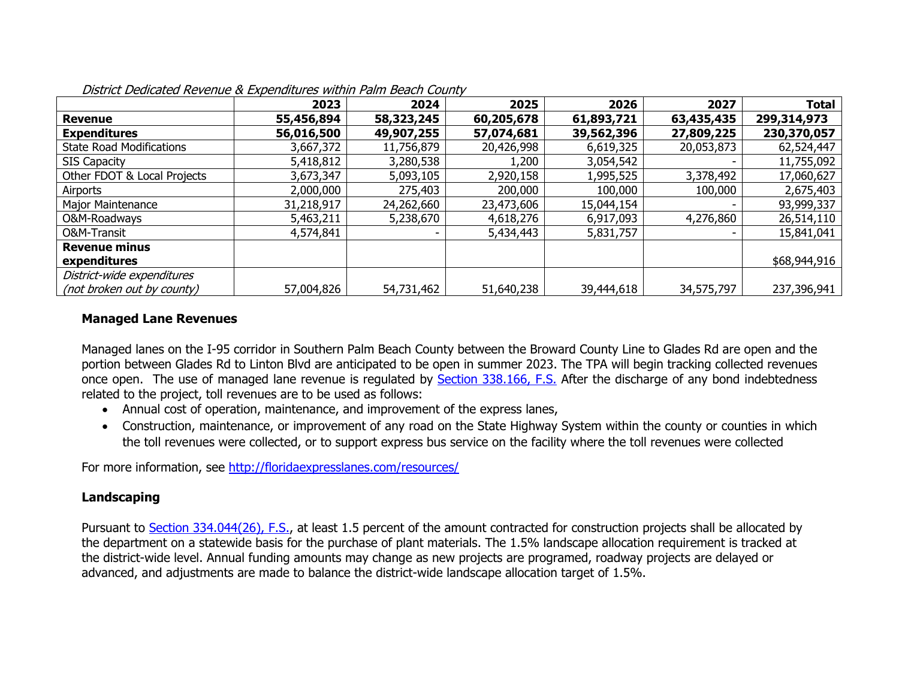*District Dedicated Revenue & Expenditures within Palm Beach County*

| | 2023 | 2024 | 2025 | 2026 | 2027 | Total |
|---|---|---|---|---|---|---|
| **Revenue** | **55,456,894** | **58,323,245** | **60,205,678** | **61,893,721** | **63,435,435** | **299,314,973** |
| **Expenditures** | **56,016,500** | **49,907,255** | **57,074,681** | **39,562,396** | **27,809,225** | **230,370,057** |
| State Road Modifications | 3,667,372 | 11,756,879 | 20,426,998 | 6,619,325 | 20,053,873 | 62,524,447 |
| SIS Capacity | 5,418,812 | 3,280,538 | 1,200 | 3,054,542 | - | 11,755,092 |
| Other FDOT & Local Projects | 3,673,347 | 5,093,105 | 2,920,158 | 1,995,525 | 3,378,492 | 17,060,627 |
| Airports | 2,000,000 | 275,403 | 200,000 | 100,000 | 100,000 | 2,675,403 |
| Major Maintenance | 31,218,917 | 24,262,660 | 23,473,606 | 15,044,154 | - | 93,999,337 |
| O&M-Roadways | 5,463,211 | 5,238,670 | 4,618,276 | 6,917,093 | 4,276,860 | 26,514,110 |
| O&M-Transit | 4,574,841 | - | 5,434,443 | 5,831,757 | - | 15,841,041 |
| **Revenue minus expenditures** | | | | | | $68,944,916 |
| *District-wide expenditures (not broken out by county)* | 57,004,826 | 54,731,462 | 51,640,238 | 39,444,618 | 34,575,797 | 237,396,941 |

## Managed Lane Revenues

Managed lanes on the I-95 corridor in Southern Palm Beach County between the Broward County Line to Glades Rd are open and the portion between Glades Rd to Linton Blvd are anticipated to be open in summer 2023. The TPA will begin tracking collected revenues once open. The use of managed lane revenue is regulated by Section 338.166, F.S. After the discharge of any bond indebtedness related to the project, toll revenues are to be used as follows:

- Annual cost of operation, maintenance, and improvement of the express lanes,
- Construction, maintenance, or improvement of any road on the State Highway System within the county or counties in which the toll revenues were collected, or to support express bus service on the facility where the toll revenues were collected

For more information, see http://floridaexpresslanes.com/resources/

## Landscaping

Pursuant to Section 334.044(26), F.S., at least 1.5 percent of the amount contracted for construction projects shall be allocated by the department on a statewide basis for the purchase of plant materials. The 1.5% landscape allocation requirement is tracked at the district-wide level. Annual funding amounts may change as new projects are programed, roadway projects are delayed or advanced, and adjustments are made to balance the district-wide landscape allocation target of 1.5%.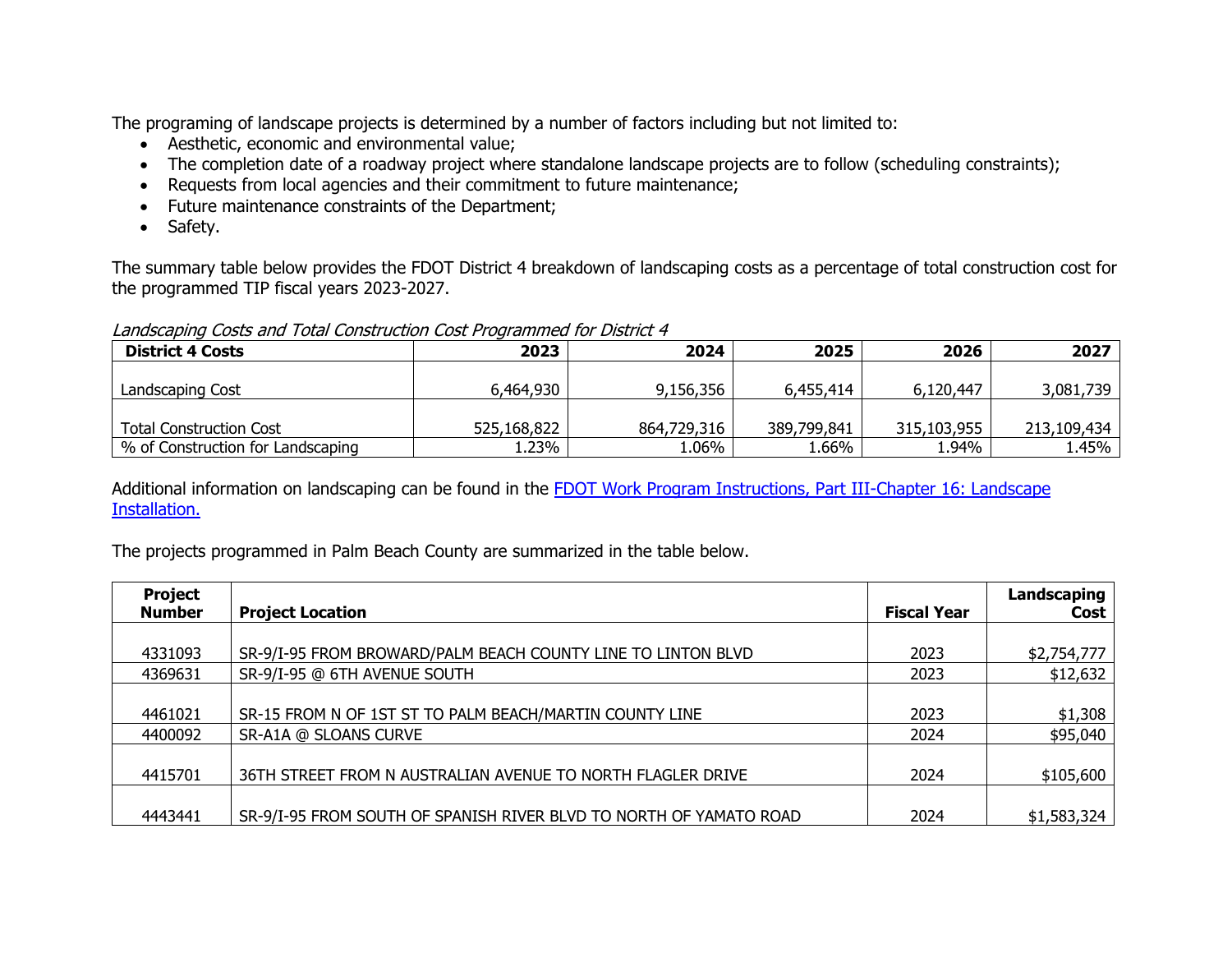The programing of landscape projects is determined by a number of factors including but not limited to:

- Aesthetic, economic and environmental value;
- The completion date of a roadway project where standalone landscape projects are to follow (scheduling constraints);
- Requests from local agencies and their commitment to future maintenance;
- Future maintenance constraints of the Department;
- Safety.

The summary table below provides the FDOT District 4 breakdown of landscaping costs as a percentage of total construction cost for the programmed TIP fiscal years 2023-2027.

*Landscaping Costs and Total Construction Cost Programmed for District 4*

| District 4 Costs | 2023 | 2024 | 2025 | 2026 | 2027 |
|---|---|---|---|---|---|
| Landscaping Cost | 6,464,930 | 9,156,356 | 6,455,414 | 6,120,447 | 3,081,739 |
| Total Construction Cost | 525,168,822 | 864,729,316 | 389,799,841 | 315,103,955 | 213,109,434 |
| % of Construction for Landscaping | 1.23% | 1.06% | 1.66% | 1.94% | 1.45% |

Additional information on landscaping can be found in the [FDOT Work Program Instructions, Part III-Chapter 16: Landscape Installation.]()

The projects programmed in Palm Beach County are summarized in the table below.

| Project Number | Project Location | Fiscal Year | Landscaping Cost |
|---|---|---|---|
| 4331093 | SR-9/I-95 FROM BROWARD/PALM BEACH COUNTY LINE TO LINTON BLVD | 2023 | $2,754,777 |
| 4369631 | SR-9/I-95 @ 6TH AVENUE SOUTH | 2023 | $12,632 |
| 4461021 | SR-15 FROM N OF 1ST ST TO PALM BEACH/MARTIN COUNTY LINE | 2023 | $1,308 |
| 4400092 | SR-A1A @ SLOANS CURVE | 2024 | $95,040 |
| 4415701 | 36TH STREET FROM N AUSTRALIAN AVENUE TO NORTH FLAGLER DRIVE | 2024 | $105,600 |
| 4443441 | SR-9/I-95 FROM SOUTH OF SPANISH RIVER BLVD TO NORTH OF YAMATO ROAD | 2024 | $1,583,324 |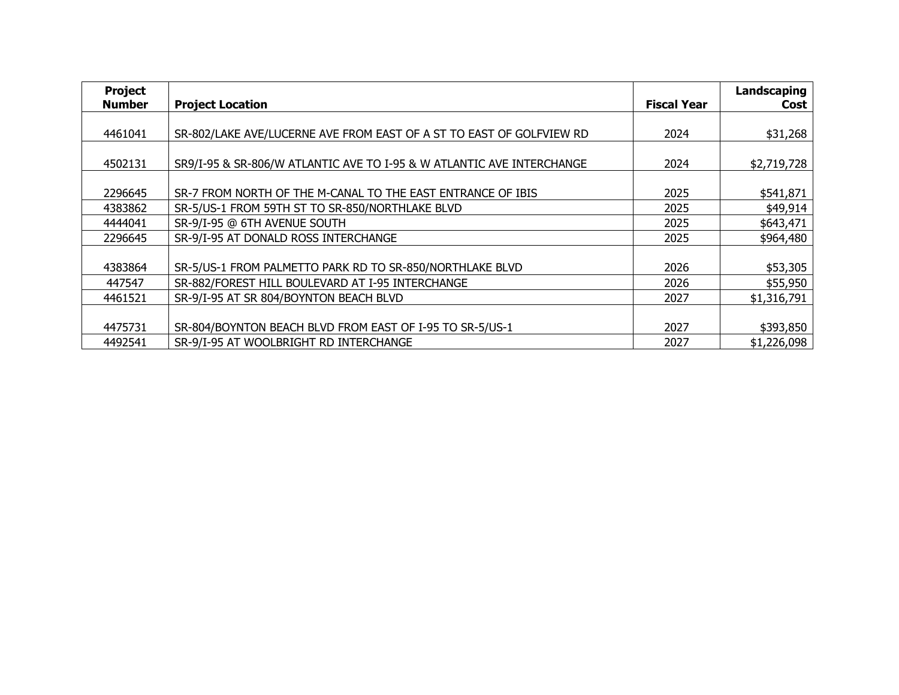| Project Number | Project Location | Fiscal Year | Landscaping Cost |
|---|---|---|---|
| 4461041 | SR-802/LAKE AVE/LUCERNE AVE FROM EAST OF A ST TO EAST OF GOLFVIEW RD | 2024 | $31,268 |
| 4502131 | SR9/I-95 & SR-806/W ATLANTIC AVE TO I-95 & W ATLANTIC AVE INTERCHANGE | 2024 | $2,719,728 |
| 2296645 | SR-7 FROM NORTH OF THE M-CANAL TO THE EAST ENTRANCE OF IBIS | 2025 | $541,871 |
| 4383862 | SR-5/US-1 FROM 59TH ST TO SR-850/NORTHLAKE BLVD | 2025 | $49,914 |
| 4444041 | SR-9/I-95 @ 6TH AVENUE SOUTH | 2025 | $643,471 |
| 2296645 | SR-9/I-95 AT DONALD ROSS INTERCHANGE | 2025 | $964,480 |
| 4383864 | SR-5/US-1 FROM PALMETTO PARK RD TO SR-850/NORTHLAKE BLVD | 2026 | $53,305 |
| 447547 | SR-882/FOREST HILL BOULEVARD AT I-95 INTERCHANGE | 2026 | $55,950 |
| 4461521 | SR-9/I-95 AT SR 804/BOYNTON BEACH BLVD | 2027 | $1,316,791 |
| 4475731 | SR-804/BOYNTON BEACH BLVD FROM EAST OF I-95 TO SR-5/US-1 | 2027 | $393,850 |
| 4492541 | SR-9/I-95 AT WOOLBRIGHT RD INTERCHANGE | 2027 | $1,226,098 |